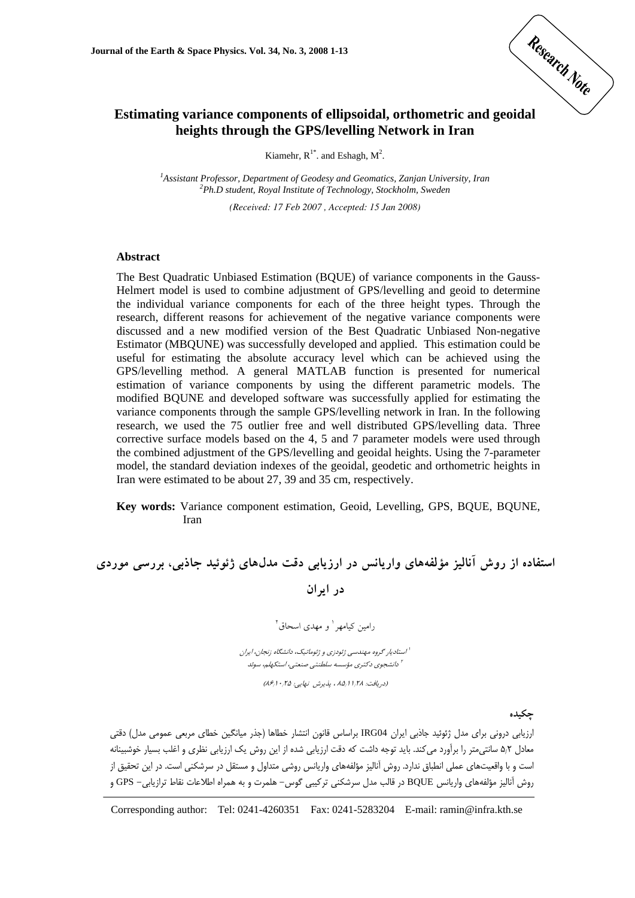Research Note

# Estimating variance components of ellipsoidal, orthometric and geoidal heights through the GPS/levelling Network in Iran

Kiamehr, R[1*]. and Eshagh, M[2].

[1]*Assistant Professor, Department of Geodesy and Geomatics, Zanjan University, Iran*
[2]*Ph.D student, Royal Institute of Technology, Stockholm, Sweden*

*(Received: 17 Feb 2007 , Accepted: 15 Jan 2008)*

## Abstract

The Best Quadratic Unbiased Estimation (BQUE) of variance components in the Gauss-Helmert model is used to combine adjustment of GPS/levelling and geoid to determine the individual variance components for each of the three height types. Through the research, different reasons for achievement of the negative variance components were discussed and a new modified version of the Best Quadratic Unbiased Non-negative Estimator (MBQUNE) was successfully developed and applied. This estimation could be useful for estimating the absolute accuracy level which can be achieved using the GPS/levelling method. A general MATLAB function is presented for numerical estimation of variance components by using the different parametric models. The modified BQUNE and developed software was successfully applied for estimating the variance components through the sample GPS/levelling network in Iran. In the following research, we used the 75 outlier free and well distributed GPS/levelling data. Three corrective surface models based on the 4, 5 and 7 parameter models were used through the combined adjustment of the GPS/levelling and geoidal heights. Using the 7-parameter model, the standard deviation indexes of the geoidal, geodetic and orthometric heights in Iran were estimated to be about 27, 39 and 35 cm, respectively.

**Key words:** Variance component estimation, Geoid, Levelling, GPS, BQUE, BQUNE, Iran

# استفاده از روش آنالیز مؤلفه‌های واریانس در ارزیابی دقت مدل‌های ژئوئید جاذبی، بررسی موردی در ایران

رامین کیامهر[1] و مهدی اسحاق[2]

[1] *استادیار گروه مهندسی ژئودزی و ژئوماتیک، دانشگاه زنجان، ایران*
[2] *دانشجوی دکتری مؤسسه سلطنتی صنعتی، استکهلم، سوئد*

*(دریافت: ۸۵/۱۱/۲۸ ، پذیرش نهایی: ۸۶/۱۰/۲۵)*

## چکیده

ارزیابی درونی برای مدل ژئوئید جاذبی ایران IRG04 براساس قانون انتشار خطاها (جذر میانگین خطای مربعی عمومی مدل) دقتی معادل ۵/۲ سانتی‌متر را برآورد می‌کند. باید توجه داشت که دقت ارزیابی شده از این روش یک ارزیابی نظری و اغلب بسیار خوشبینانه است و با واقعیت‌های عملی انطباق ندارد. روش آنالیز مؤلفه‌های واریانس روشی متداول و مستقل در سرشکنی است. در این تحقیق از روش آنالیز مؤلفه‌های واریانس BQUE در قالب مدل سرشکنی ترکیبی گوس- هلمرت و به همراه اطلاعات نقاط ترازیابی- GPS و

Corresponding author: Tel: 0241-4260351 Fax: 0241-5283204 E-mail: ramin@infra.kth.se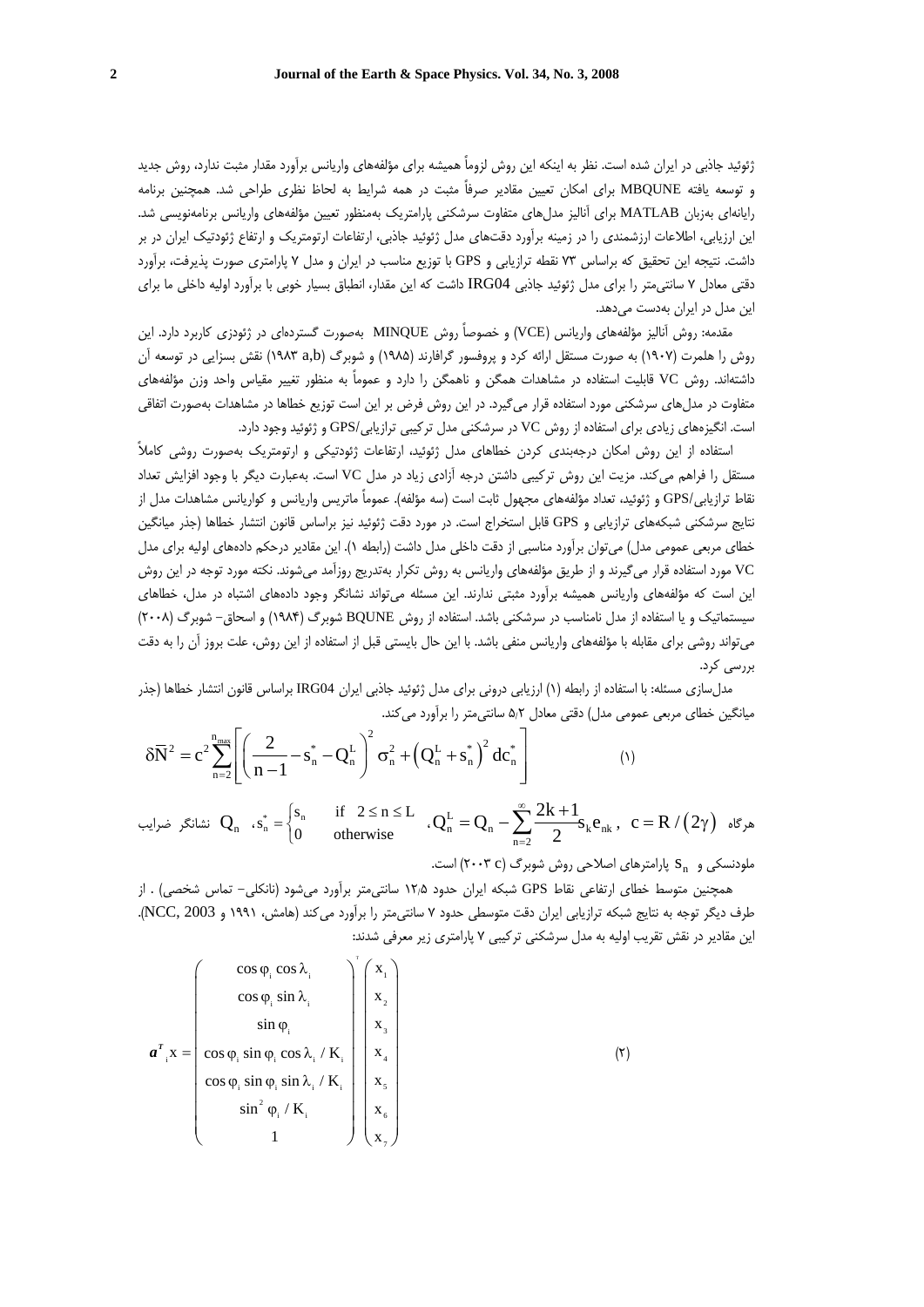ژئوئید جاذبی در ایران شده است. نظر به اینکه این روش لزوماً همیشه برای مؤلفه‌های واریانس برآورد مقدار مثبت ندارد، روش جدید و توسعه یافته MBQUNE برای امکان تعیین مقادیر صرفاً مثبت در همه شرایط به لحاظ نظری طراحی شد. همچنین برنامه رایانه‌ای به‌زبان MATLAB برای آنالیز مدل‌های متفاوت سرشکنی پارامتریک به‌منظور تعیین مؤلفه‌های واریانس برنامه‌نویسی شد. این ارزیابی، اطلاعات ارزشمندی را در زمینه برآورد دقت‌های مدل ژئوئید جاذبی، ارتفاعات ارتومتریک و ارتفاع ژئودتیک ایران در بر داشت. نتیجه این تحقیق که براساس ۷۳ نقطه ترازیابی و GPS با توزیع مناسب در ایران و مدل ۷ پارامتری صورت پذیرفت، برآورد دقتی معادل ۷ سانتی‌متر را برای مدل ژئوئید جاذبی IRG04 داشت که این مقدار، انطباق بسیار خوبی با برآورد اولیه داخلی ما برای این مدل در ایران به‌دست می‌دهد.

مقدمه: روش آنالیز مؤلفه‌های واریانس (VCE) و خصوصاً روش MINQUE به‌صورت گسترده‌ای در ژئودزی کاربرد دارد. این روش را هلمرت (۱۹۰۷) به صورت مستقل ارائه کرد و پروفسور گرافارند (۱۹۸۵) و شوبرگ (۱۹۸۳ a,b) نقش بسزایی در توسعه آن داشته‌اند. روش VC قابلیت استفاده در مشاهدات همگن و ناهمگن را دارد و عموماً به منظور تغییر مقیاس واحد وزن مؤلفه‌های متفاوت در مدل‌های سرشکنی مورد استفاده قرار می‌گیرد. در این روش فرض بر این است توزیع خطاها در مشاهدات به‌صورت اتفاقی است. انگیزه‌های زیادی برای استفاده از روش VC در سرشکنی مدل ترکیبی ترازیابی/GPS و ژئوئید وجود دارد.

استفاده از این روش امکان درجه‌بندی کردن خطاهای مدل ژئوئید، ارتفاعات ژئودتیکی و ارتومتریک به‌صورت روشی کاملاً مستقل را فراهم می‌کند. مزیت این روش ترکیبی داشتن درجه آزادی زیاد در مدل VC است. به‌عبارت دیگر با وجود افزایش تعداد نقاط ترازیابی/GPS و ژئوئید، تعداد مؤلفه‌های مجهول ثابت است (سه مؤلفه). عموماً ماتریس واریانس و کوواریانس مشاهدات مدل از نتایج سرشکنی شبکه‌های ترازیابی و GPS قابل استخراج است. در مورد دقت ژئوئید نیز براساس قانون انتشار خطاها (جذر میانگین خطای مربعی عمومی مدل) می‌توان برآورد مناسبی از دقت داخلی مدل داشت (رابطه ۱). این مقادیر درحکم داده‌های اولیه برای مدل VC مورد استفاده قرار می‌گیرند و از طریق مؤلفه‌های واریانس به روش تکرار به‌تدریج روزآمد می‌شوند. نکته مورد توجه در این روش این است که مؤلفه‌های واریانس همیشه برآورد مثبتی ندارند. این مسئله می‌تواند نشانگر وجود داده‌های اشتباه در مدل، خطاهای سیستماتیک و یا استفاده از مدل نامناسب در سرشکنی باشد. استفاده از روش BQUNE شوبرگ (۱۹۸۴) و اسحاق- شوبرگ (۲۰۰۸) می‌تواند روشی برای مقابله با مؤلفه‌های واریانس منفی باشد. با این حال بایستی قبل از استفاده از این روش، علت بروز آن را به دقت بررسی کرد.

مدل‌سازی مسئله: با استفاده از رابطه (۱) ارزیابی درونی برای مدل ژئوئید جاذبی ایران IRG04 براساس قانون انتشار خطاها (جذر میانگین خطای مربعی عمومی مدل) دقتی معادل ۵٫۲ سانتی‌متر را برآورد می‌کند.

$$\delta\overline{N}^2 = c^2 \sum_{n=2}^{n_{\max}} \left[ \left( \frac{2}{n-1} - s_n^* - Q_n^L \right)^2 \sigma_n^2 + \left( Q_n^L + s_n^* \right)^2 dc_n^* \right] \qquad (۱)$$

هرگاه $c = R/(2\gamma)$ ، $Q_n^L = Q_n - \sum_{n=2}^{\infty} \frac{2k+1}{2} s_k e_{nk}$ ، $s_n^* = \begin{cases} s_n & \text{if } 2 \le n \le L \\ 0 & \text{otherwise} \end{cases}$ ، $Q_n$ نشانگر ضرایب ملودنسکی و $s_n$ پارامترهای اصلاحی روش شوبرگ (۲۰۰۳ c) است.

همچنین متوسط خطای ارتفاعی نقاط GPS شبکه ایران حدود ۱۲٫۵ سانتی‌متر برآورد می‌شود (نانکلی- تماس شخصی) . از طرف دیگر توجه به نتایج شبکه ترازیابی ایران دقت متوسطی حدود ۷ سانتی‌متر را برآورد می‌کند (هامش، ۱۹۹۱ و NCC, 2003). این مقادیر در نقش تقریب اولیه به مدل سرشکنی ترکیبی ۷ پارامتری زیر معرفی شدند:

$$\boldsymbol{a}_i^T x = \begin{pmatrix} \cos\varphi_i \cos\lambda_i \\ \cos\varphi_i \sin\lambda_i \\ \sin\varphi_i \\ \cos\varphi_i \sin\varphi_i \cos\lambda_i / K_i \\ \cos\varphi_i \sin\varphi_i \sin\lambda_i / K_i \\ \sin^2\varphi_i / K_i \\ 1 \end{pmatrix}^T \begin{pmatrix} x_1 \\ x_2 \\ x_3 \\ x_4 \\ x_5 \\ x_6 \\ x_7 \end{pmatrix} \qquad (۲)$$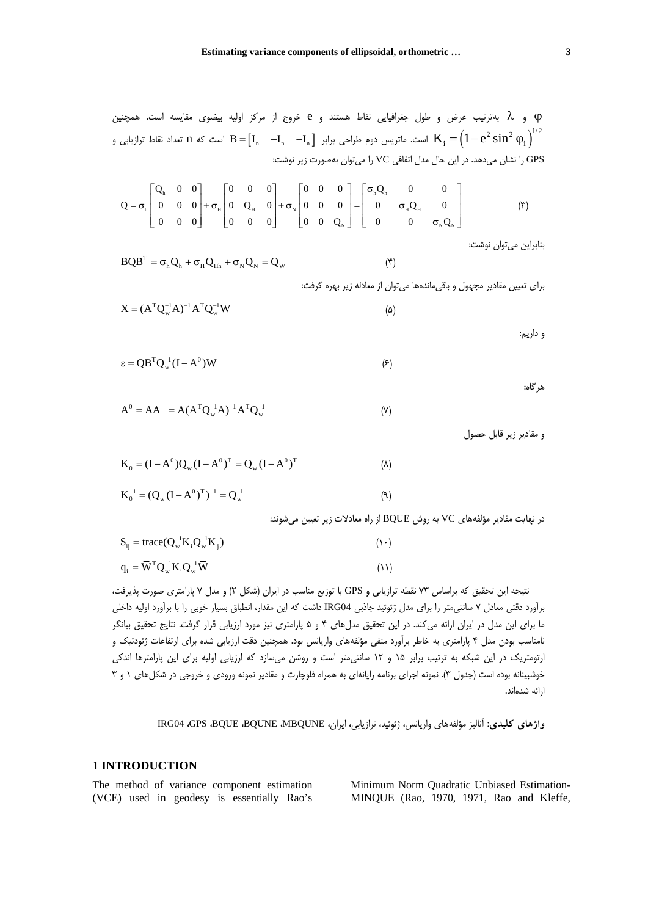$\varphi$ و $\lambda$ به‌ترتیب عرض و طول جغرافیایی نقاط هستند و $e$ خروج از مرکز اولیه بیضوی مقایسه است. همچنین $K_i = \left(1 - e^2 \sin^2 \varphi_i\right)^{1/2}$ است. ماتریس دوم طراحی برابر $B = \begin{bmatrix} I_n & -I_n & -I_n \end{bmatrix}$ است که $n$ تعداد نقاط ترازیابی و GPS را نشان می‌دهد. در این حال مدل اتفاقی VC را می‌توان به‌صورت زیر نوشت:

$$Q = \sigma_h \begin{bmatrix} Q_h & 0 & 0 \\ 0 & 0 & 0 \\ 0 & 0 & 0 \end{bmatrix} + \sigma_H \begin{bmatrix} 0 & 0 & 0 \\ 0 & Q_H & 0 \\ 0 & 0 & 0 \end{bmatrix} + \sigma_N \begin{bmatrix} 0 & 0 & 0 \\ 0 & 0 & 0 \\ 0 & 0 & Q_N \end{bmatrix} = \begin{bmatrix} \sigma_h Q_h & 0 & 0 \\ 0 & \sigma_H Q_H & 0 \\ 0 & 0 & \sigma_N Q_N \end{bmatrix} \qquad (۳)$$

بنابراین می‌توان نوشت:

$$BQB^T = \sigma_h Q_h + \sigma_H Q_{Hh} + \sigma_N Q_N = Q_W \qquad (۴)$$

برای تعیین مقادیر مجهول و باقی‌مانده‌ها می‌توان از معادله زیر بهره گرفت:

$$X = (A^T Q_w^{-1} A)^{-1} A^T Q_w^{-1} W \qquad (۵)$$

و داریم:

$$\varepsilon = QB^T Q_w^{-1} (I - A^0) W \qquad (۶)$$

هرگاه:

$$A^0 = AA^- = A(A^T Q_w^{-1} A)^{-1} A^T Q_w^{-1} \qquad (۷)$$

و مقادیر زیر قابل حصول

$$K_0 = (I - A^0) Q_w (I - A^0)^T = Q_w (I - A^0)^T \qquad (۸)$$

$$K_0^{-1} = (Q_w (I - A^0)^T)^{-1} = Q_w^{-1} \qquad (۹)$$

در نهایت مقادیر مؤلفه‌های VC به روش BQUE از راه معادلات زیر تعیین می‌شوند:

$$S_{ij} = \mathrm{trace}(Q_w^{-1} K_i Q_w^{-1} K_j) \qquad (۱۰)$$

$$q_i = \overline{W}^T Q_w^{-1} K_i Q_w^{-1} \overline{W} \qquad (۱۱)$$

نتیجه این تحقیق که براساس ۷۳ نقطه ترازیابی و GPS با توزیع مناسب در ایران (شکل ۲) و مدل ۷ پارامتری صورت پذیرفت، برآورد دقتی معادل ۷ سانتی‌متر را برای مدل ژئوئید جاذبی IRG04 داشت که این مقدار، انطباق بسیار خوبی را با برآورد اولیه داخلی ما برای این مدل در ایران ارائه می‌کند. در این تحقیق مدل‌های ۴ و ۵ پارامتری نیز مورد ارزیابی قرار گرفت. نتایج تحقیق بیانگر نامناسب بودن مدل ۴ پارامتری به خاطر برآورد منفی مؤلفه‌های واریانس بود. همچنین دقت ارزیابی شده برای ارتفاعات ژئودتیک و ارتومتریک در این شبکه به ترتیب برابر ۱۵ و ۱۲ سانتی‌متر است و روشن می‌سازد که ارزیابی اولیه برای این پارامترها اندکی خوشبینانه بوده است (جدول ۳). نمونه اجرای برنامه رایانه‌ای به همراه فلوچارت و مقادیر نمونه ورودی و خروجی در شکل‌های ۱ و ۳ ارائه شده‌اند.

**واژه‌های کلیدی:** آنالیز مؤلفه‌های واریانس، ژئوئید، ترازیابی، ایران، MBQUNE ،BQUNE ،BQUE ،GPS ،IRG04

## 1 INTRODUCTION

The method of variance component estimation (VCE) used in geodesy is essentially Rao's Minimum Norm Quadratic Unbiased Estimation-MINQUE (Rao, 1970, 1971, Rao and Kleffe,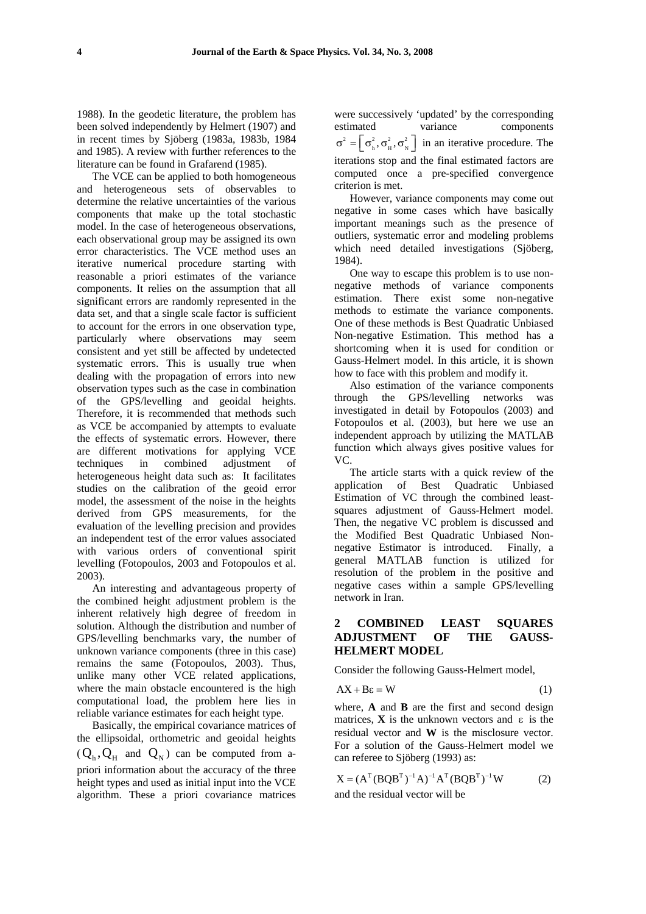1988). In the geodetic literature, the problem has been solved independently by Helmert (1907) and in recent times by Sjöberg (1983a, 1983b, 1984 and 1985). A review with further references to the literature can be found in Grafarend (1985).

The VCE can be applied to both homogeneous and heterogeneous sets of observables to determine the relative uncertainties of the various components that make up the total stochastic model. In the case of heterogeneous observations, each observational group may be assigned its own error characteristics. The VCE method uses an iterative numerical procedure starting with reasonable a priori estimates of the variance components. It relies on the assumption that all significant errors are randomly represented in the data set, and that a single scale factor is sufficient to account for the errors in one observation type, particularly where observations may seem consistent and yet still be affected by undetected systematic errors. This is usually true when dealing with the propagation of errors into new observation types such as the case in combination of the GPS/levelling and geoidal heights. Therefore, it is recommended that methods such as VCE be accompanied by attempts to evaluate the effects of systematic errors. However, there are different motivations for applying VCE techniques in combined adjustment of heterogeneous height data such as: It facilitates studies on the calibration of the geoid error model, the assessment of the noise in the heights derived from GPS measurements, for the evaluation of the levelling precision and provides an independent test of the error values associated with various orders of conventional spirit levelling (Fotopoulos, 2003 and Fotopoulos et al. 2003).

An interesting and advantageous property of the combined height adjustment problem is the inherent relatively high degree of freedom in solution. Although the distribution and number of GPS/levelling benchmarks vary, the number of unknown variance components (three in this case) remains the same (Fotopoulos, 2003). Thus, unlike many other VCE related applications, where the main obstacle encountered is the high computational load, the problem here lies in reliable variance estimates for each height type.

Basically, the empirical covariance matrices of the ellipsoidal, orthometric and geoidal heights ($Q_h, Q_H$ and $Q_N$) can be computed from a-priori information about the accuracy of the three height types and used as initial input into the VCE algorithm. These a priori covariance matrices were successively 'updated' by the corresponding estimated variance components $\sigma^2 = \left[\sigma^2_h, \sigma^2_H, \sigma^2_N\right]$ in an iterative procedure. The iterations stop and the final estimated factors are computed once a pre-specified convergence criterion is met.

However, variance components may come out negative in some cases which have basically important meanings such as the presence of outliers, systematic error and modeling problems which need detailed investigations (Sjöberg, 1984).

One way to escape this problem is to use non-negative methods of variance components estimation. There exist some non-negative methods to estimate the variance components. One of these methods is Best Quadratic Unbiased Non-negative Estimation. This method has a shortcoming when it is used for condition or Gauss-Helmert model. In this article, it is shown how to face with this problem and modify it.

Also estimation of the variance components through the GPS/levelling networks was investigated in detail by Fotopoulos (2003) and Fotopoulos et al. (2003), but here we use an independent approach by utilizing the MATLAB function which always gives positive values for VC.

The article starts with a quick review of the application of Best Quadratic Unbiased Estimation of VC through the combined least-squares adjustment of Gauss-Helmert model. Then, the negative VC problem is discussed and the Modified Best Quadratic Unbiased Non-negative Estimator is introduced. Finally, a general MATLAB function is utilized for resolution of the problem in the positive and negative cases within a sample GPS/levelling network in Iran.

## 2 COMBINED LEAST SQUARES ADJUSTMENT OF THE GAUSS-HELMERT MODEL

Consider the following Gauss-Helmert model,

$$AX + B\varepsilon = W \tag{1}$$

where, **A** and **B** are the first and second design matrices, **X** is the unknown vectors and $\varepsilon$ is the residual vector and **W** is the misclosure vector. For a solution of the Gauss-Helmert model we can referee to Sjöberg (1993) as:

$$X = (A^T(BQB^T)^{-1}A)^{-1}A^T(BQB^T)^{-1}W \tag{2}$$

and the residual vector will be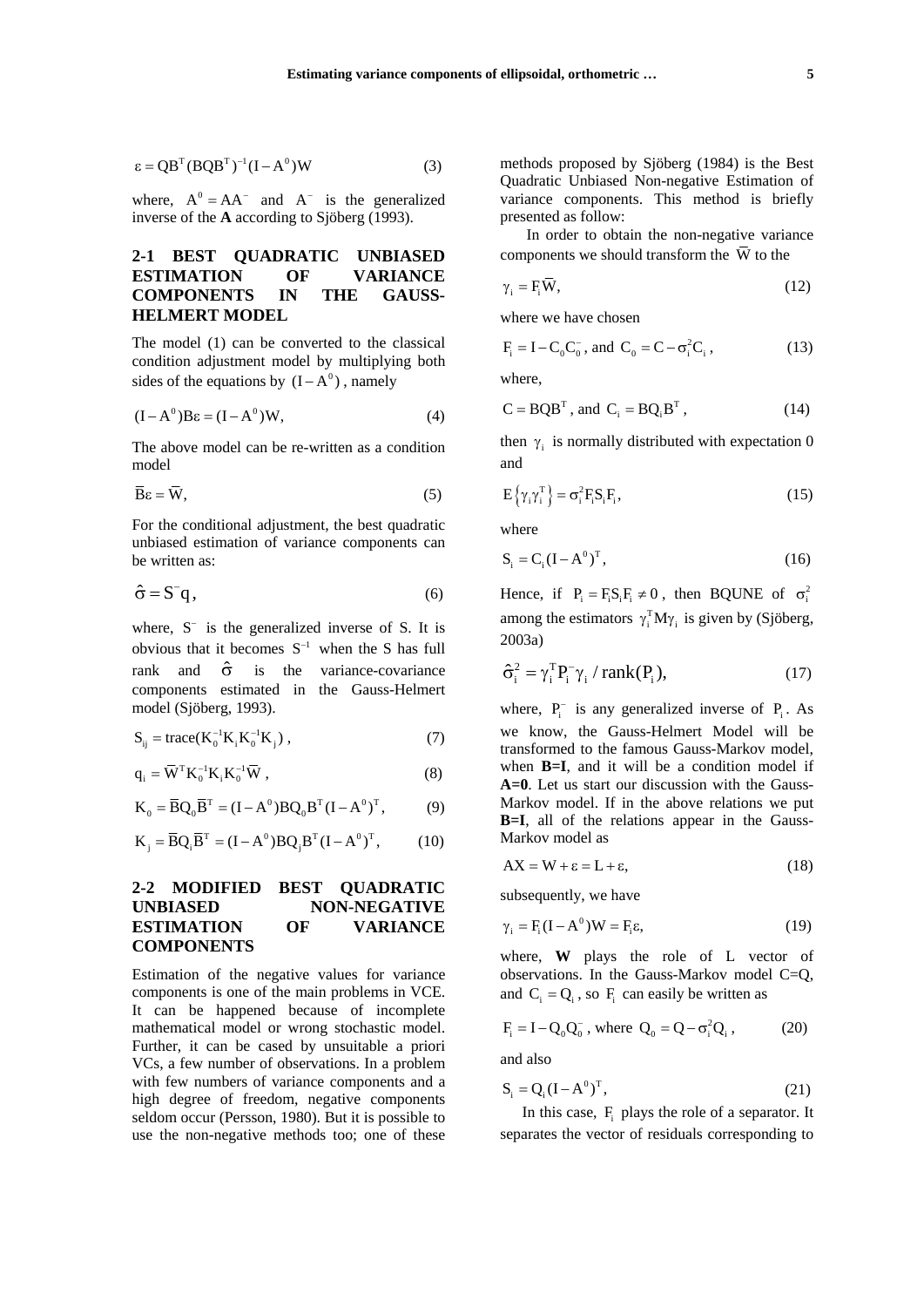$$\varepsilon = QB^T(BQB^T)^{-1}(I - A^0)W \tag{3}$$

where, $A^0 = AA^-$ and $A^-$ is the generalized inverse of the **A** according to Sjöberg (1993).

## 2-1 BEST QUADRATIC UNBIASED ESTIMATION OF VARIANCE COMPONENTS IN THE GAUSS-HELMERT MODEL

The model (1) can be converted to the classical condition adjustment model by multiplying both sides of the equations by $(I - A^0)$, namely

$$(I - A^0)B\varepsilon = (I - A^0)W, \tag{4}$$

The above model can be re-written as a condition model

$$\bar{B}\varepsilon = \bar{W}, \tag{5}$$

For the conditional adjustment, the best quadratic unbiased estimation of variance components can be written as:

$$\hat{\sigma} = S^- q, \tag{6}$$

where, $S^-$ is the generalized inverse of S. It is obvious that it becomes $S^{-1}$ when the S has full rank and $\hat{\sigma}$ is the variance-covariance components estimated in the Gauss-Helmert model (Sjöberg, 1993).

$$S_{ij} = \text{trace}(K_0^{-1}K_iK_0^{-1}K_j), \tag{7}$$

$$q_i = \bar{W}^T K_0^{-1}K_iK_0^{-1}\bar{W}, \tag{8}$$

$$K_0 = \bar{B}Q_0\bar{B}^T = (I - A^0)BQ_0B^T(I - A^0)^T, \tag{9}$$

$$K_j = \bar{B}Q_i\bar{B}^T = (I - A^0)BQ_jB^T(I - A^0)^T, \tag{10}$$

## 2-2 MODIFIED BEST QUADRATIC UNBIASED NON-NEGATIVE ESTIMATION OF VARIANCE COMPONENTS

Estimation of the negative values for variance components is one of the main problems in VCE. It can be happened because of incomplete mathematical model or wrong stochastic model. Further, it can be cased by unsuitable a priori VCs, a few number of observations. In a problem with few numbers of variance components and a high degree of freedom, negative components seldom occur (Persson, 1980). But it is possible to use the non-negative methods too; one of these methods proposed by Sjöberg (1984) is the Best Quadratic Unbiased Non-negative Estimation of variance components. This method is briefly presented as follow:

In order to obtain the non-negative variance components we should transform the $\bar{W}$ to the

$$\gamma_i = F_i\bar{W}, \tag{12}$$

where we have chosen

$$F_i = I - C_0C_0^-, \text{ and } C_0 = C - \sigma_i^2 C_i, \tag{13}$$

where,

$$C = BQB^T, \text{ and } C_i = BQ_iB^T, \tag{14}$$

then $\gamma_i$ is normally distributed with expectation 0 and

$$E\{\gamma_i\gamma_i^T\} = \sigma_i^2 F_iS_iF_i, \tag{15}$$

where

$$S_i = C_i(I - A^0)^T, \tag{16}$$

Hence, if $P_i = F_iS_iF_i \neq 0$, then BQUNE of $\sigma_i^2$ among the estimators $\gamma_i^T M \gamma_i$ is given by (Sjöberg, 2003a)

$$\hat{\sigma}_i^2 = \gamma_i^T P_i^- \gamma_i / \text{rank}(P_i), \tag{17}$$

where, $P_i^-$ is any generalized inverse of $P_i$. As we know, the Gauss-Helmert Model will be transformed to the famous Gauss-Markov model, when **B=I**, and it will be a condition model if **A=0**. Let us start our discussion with the Gauss-Markov model. If in the above relations we put **B=I**, all of the relations appear in the Gauss-Markov model as

$$AX = W + \varepsilon = L + \varepsilon, \tag{18}$$

subsequently, we have

$$\gamma_i = F_i(I - A^0)W = F_i\varepsilon, \tag{19}$$

where, **W** plays the role of L vector of observations. In the Gauss-Markov model C=Q, and $C_i = Q_i$, so $F_i$ can easily be written as

$$F_i = I - Q_0Q_0^-, \text{ where } Q_0 = Q - \sigma_i^2 Q_i, \tag{20}$$

and also

$$S_i = Q_i(I - A^0)^T, \tag{21}$$

In this case, $F_i$ plays the role of a separator. It separates the vector of residuals corresponding to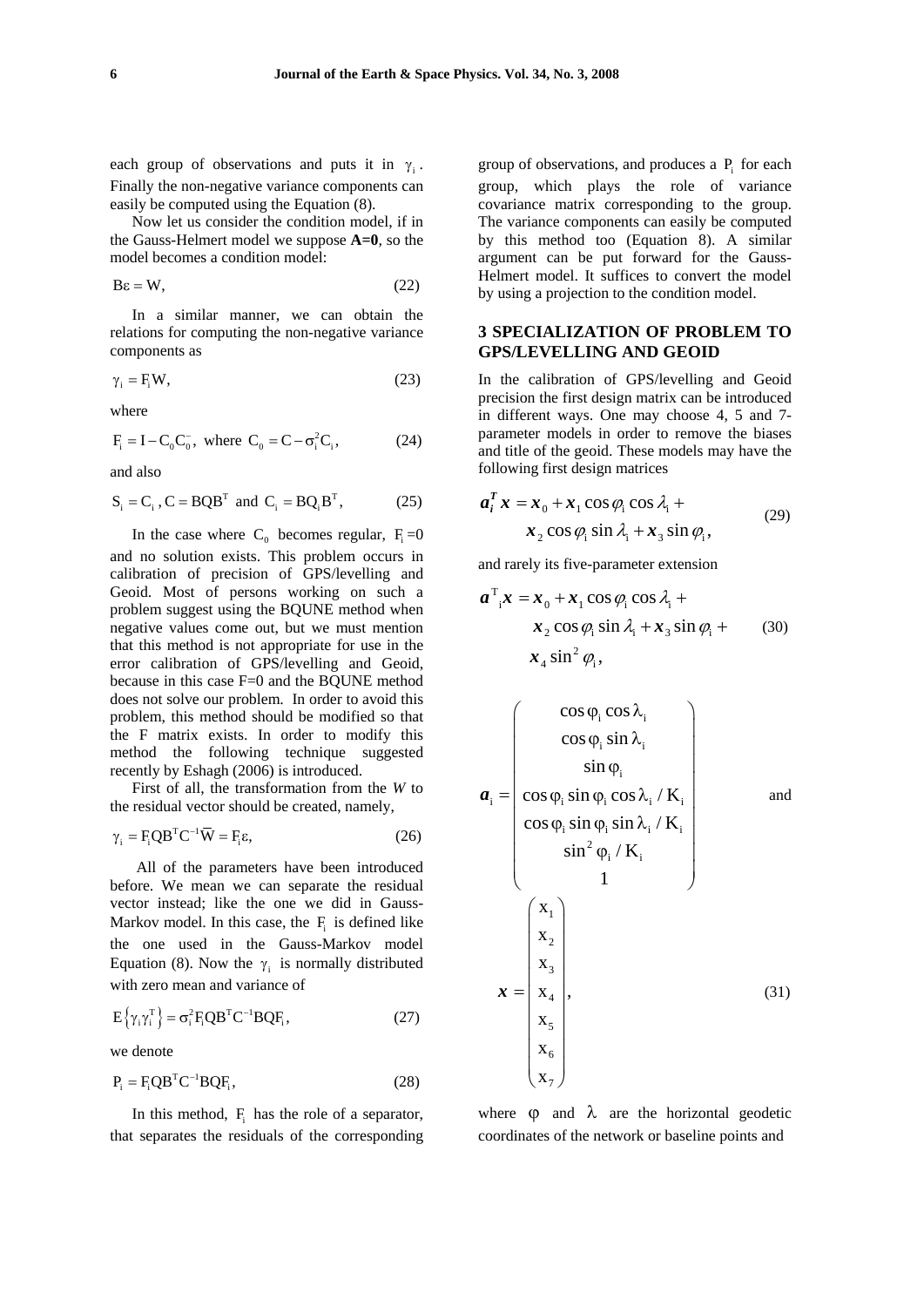each group of observations and puts it in $\gamma_i$. Finally the non-negative variance components can easily be computed using the Equation (8).

Now let us consider the condition model, if in the Gauss-Helmert model we suppose **A=0**, so the model becomes a condition model:

$$B\varepsilon = W, \tag{22}$$

In a similar manner, we can obtain the relations for computing the non-negative variance components as

$$\gamma_i = F_i W, \tag{23}$$

where

$$F_i = I - C_0 C_0^-, \text{ where } C_0 = C - \sigma_i^2 C_i, \tag{24}$$

and also

$$S_i = C_i \text{ , } C = BQB^T \text{ and } C_i = BQ_i B^T, \tag{25}$$

In the case where $C_0$ becomes regular, $F_i$=0 and no solution exists. This problem occurs in calibration of precision of GPS/levelling and Geoid. Most of persons working on such a problem suggest using the BQUNE method when negative values come out, but we must mention that this method is not appropriate for use in the error calibration of GPS/levelling and Geoid, because in this case F=0 and the BQUNE method does not solve our problem. In order to avoid this problem, this method should be modified so that the F matrix exists. In order to modify this method the following technique suggested recently by Eshagh (2006) is introduced.

First of all, the transformation from the *W* to the residual vector should be created, namely,

$$\gamma_i = F_i Q B^T C^{-1} \overline{W} = F_i \varepsilon, \tag{26}$$

All of the parameters have been introduced before. We mean we can separate the residual vector instead; like the one we did in Gauss-Markov model. In this case, the $F_i$ is defined like the one used in the Gauss-Markov model Equation (8). Now the $\gamma_i$ is normally distributed with zero mean and variance of

$$E\left\{\gamma_i \gamma_i^T\right\} = \sigma_i^2 F_i Q B^T C^{-1} B Q F_i, \tag{27}$$

we denote

$$P_i = F_i Q B^T C^{-1} B Q F_i, \tag{28}$$

In this method, $F_i$ has the role of a separator, that separates the residuals of the corresponding group of observations, and produces a $P_i$ for each group, which plays the role of variance covariance matrix corresponding to the group. The variance components can easily be computed by this method too (Equation 8). A similar argument can be put forward for the Gauss-Helmert model. It suffices to convert the model by using a projection to the condition model.

## 3 SPECIALIZATION OF PROBLEM TO GPS/LEVELLING AND GEOID

In the calibration of GPS/levelling and Geoid precision the first design matrix can be introduced in different ways. One may choose 4, 5 and 7-parameter models in order to remove the biases and title of the geoid. These models may have the following first design matrices

$$\boldsymbol{a}_i^T \boldsymbol{x} = \boldsymbol{x}_0 + \boldsymbol{x}_1 \cos\varphi_i \cos\lambda_i + \boldsymbol{x}_2 \cos\varphi_i \sin\lambda_i + \boldsymbol{x}_3 \sin\varphi_i, \tag{29}$$

and rarely its five-parameter extension

$$\boldsymbol{a}^T{}_i \boldsymbol{x} = \boldsymbol{x}_0 + \boldsymbol{x}_1 \cos\varphi_i \cos\lambda_i + \boldsymbol{x}_2 \cos\varphi_i \sin\lambda_i + \boldsymbol{x}_3 \sin\varphi_i + \boldsymbol{x}_4 \sin^2\varphi_i, \tag{30}$$

$$\boldsymbol{a}_i = \begin{pmatrix} \cos\varphi_i \cos\lambda_i \\ \cos\varphi_i \sin\lambda_i \\ \sin\varphi_i \\ \cos\varphi_i \sin\varphi_i \cos\lambda_i / K_i \\ \cos\varphi_i \sin\varphi_i \sin\lambda_i / K_i \\ \sin^2\varphi_i / K_i \\ 1 \end{pmatrix} \quad \text{and} \quad \boldsymbol{x} = \begin{pmatrix} x_1 \\ x_2 \\ x_3 \\ x_4 \\ x_5 \\ x_6 \\ x_7 \end{pmatrix}, \tag{31}$$

where $\varphi$ and $\lambda$ are the horizontal geodetic coordinates of the network or baseline points and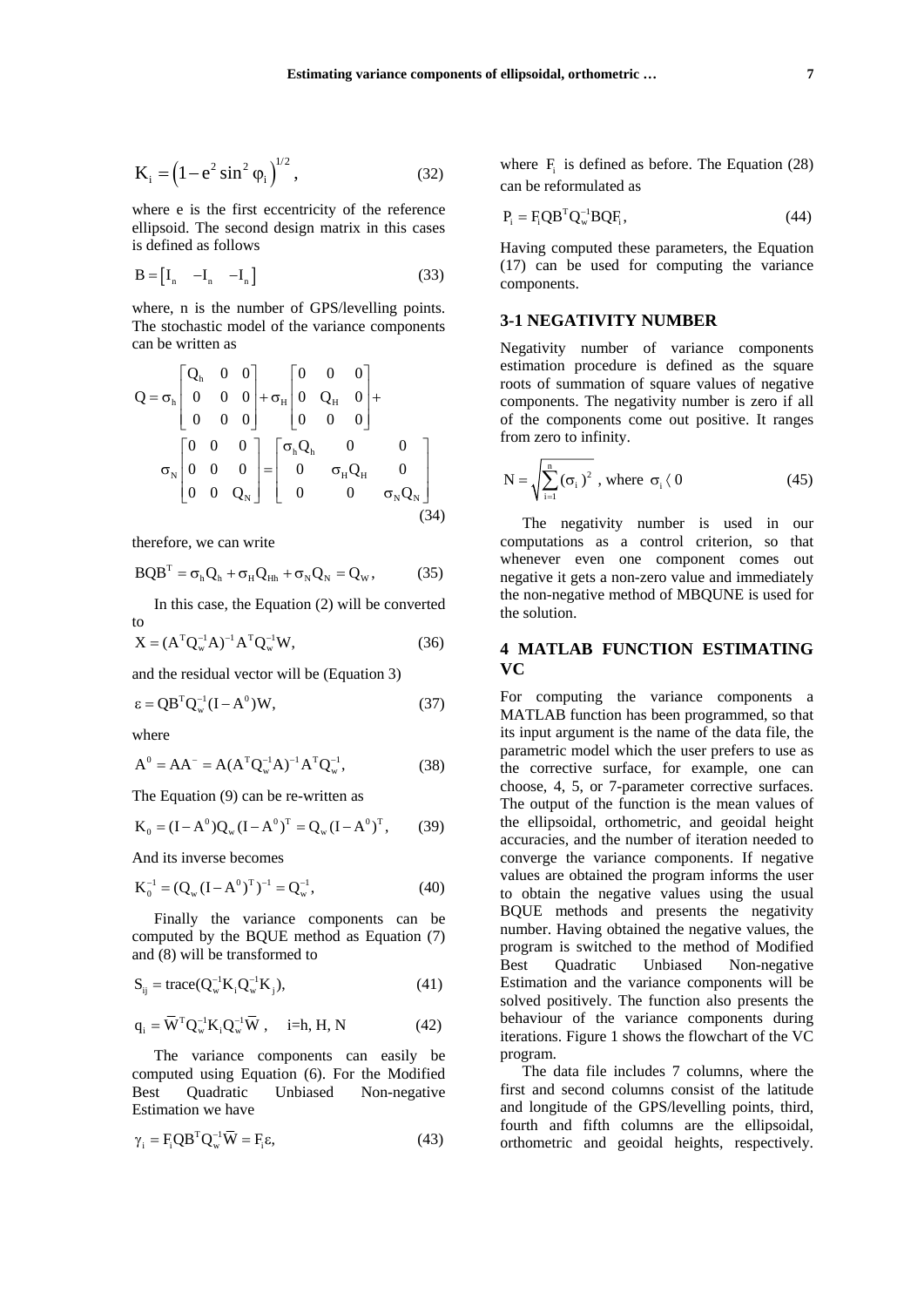$$K_i = \left(1 - e^2 \sin^2 \varphi_i\right)^{1/2}, \tag{32}$$

where e is the first eccentricity of the reference ellipsoid. The second design matrix in this cases is defined as follows

$$B = \begin{bmatrix} I_n & -I_n & -I_n \end{bmatrix} \tag{33}$$

where, n is the number of GPS/levelling points. The stochastic model of the variance components can be written as

$$Q = \sigma_h \begin{bmatrix} Q_h & 0 & 0 \\ 0 & 0 & 0 \\ 0 & 0 & 0 \end{bmatrix} + \sigma_H \begin{bmatrix} 0 & 0 & 0 \\ 0 & Q_H & 0 \\ 0 & 0 & 0 \end{bmatrix} + \sigma_N \begin{bmatrix} 0 & 0 & 0 \\ 0 & 0 & 0 \\ 0 & 0 & Q_N \end{bmatrix} = \begin{bmatrix} \sigma_h Q_h & 0 & 0 \\ 0 & \sigma_H Q_H & 0 \\ 0 & 0 & \sigma_N Q_N \end{bmatrix} \tag{34}$$

therefore, we can write

$$BQB^T = \sigma_h Q_h + \sigma_H Q_{Hh} + \sigma_N Q_N = Q_W, \tag{35}$$

In this case, the Equation (2) will be converted to

$$X = (A^T Q_w^{-1} A)^{-1} A^T Q_w^{-1} W, \tag{36}$$

and the residual vector will be (Equation 3)

$$\varepsilon = QB^T Q_w^{-1} (I - A^0) W, \tag{37}$$

where

$$A^0 = AA^- = A(A^T Q_w^{-1} A)^{-1} A^T Q_w^{-1}, \tag{38}$$

The Equation (9) can be re-written as

$$K_0 = (I - A^0) Q_w (I - A^0)^T = Q_w (I - A^0)^T, \tag{39}$$

And its inverse becomes

$$K_0^{-1} = (Q_w (I - A^0)^T)^{-1} = Q_w^{-1}, \tag{40}$$

Finally the variance components can be computed by the BQUE method as Equation (7) and (8) will be transformed to

$$S_{ij} = \mathrm{trace}(Q_w^{-1} K_i Q_w^{-1} K_j), \tag{41}$$

$$q_i = \overline{W}^T Q_w^{-1} K_i Q_w^{-1} \overline{W}, \quad \text{i=h, H, N} \tag{42}$$

The variance components can easily be computed using Equation (6). For the Modified Best Quadratic Unbiased Non-negative Estimation we have

$$\gamma_i = F_i Q B^T Q_w^{-1} \overline{W} = F_i \varepsilon, \tag{43}$$

where $F_i$ is defined as before. The Equation (28) can be reformulated as

$$P_i = F_i Q B^T Q_w^{-1} B Q F_i, \tag{44}$$

Having computed these parameters, the Equation (17) can be used for computing the variance components.

### 3-1 NEGATIVITY NUMBER

Negativity number of variance components estimation procedure is defined as the square roots of summation of square values of negative components. The negativity number is zero if all of the components come out positive. It ranges from zero to infinity.

$$N = \sqrt{\sum_{i=1}^{n} (\sigma_i)^2}, \text{ where } \sigma_i < 0 \tag{45}$$

The negativity number is used in our computations as a control criterion, so that whenever even one component comes out negative it gets a non-zero value and immediately the non-negative method of MBQUNE is used for the solution.

## 4 MATLAB FUNCTION ESTIMATING VC

For computing the variance components a MATLAB function has been programmed, so that its input argument is the name of the data file, the parametric model which the user prefers to use as the corrective surface, for example, one can choose, 4, 5, or 7-parameter corrective surfaces. The output of the function is the mean values of the ellipsoidal, orthometric, and geoidal height accuracies, and the number of iteration needed to converge the variance components. If negative values are obtained the program informs the user to obtain the negative values using the usual BQUE methods and presents the negativity number. Having obtained the negative values, the program is switched to the method of Modified Best Quadratic Unbiased Non-negative Estimation and the variance components will be solved positively. The function also presents the behaviour of the variance components during iterations. Figure 1 shows the flowchart of the VC program.

The data file includes 7 columns, where the first and second columns consist of the latitude and longitude of the GPS/levelling points, third, fourth and fifth columns are the ellipsoidal, orthometric and geoidal heights, respectively.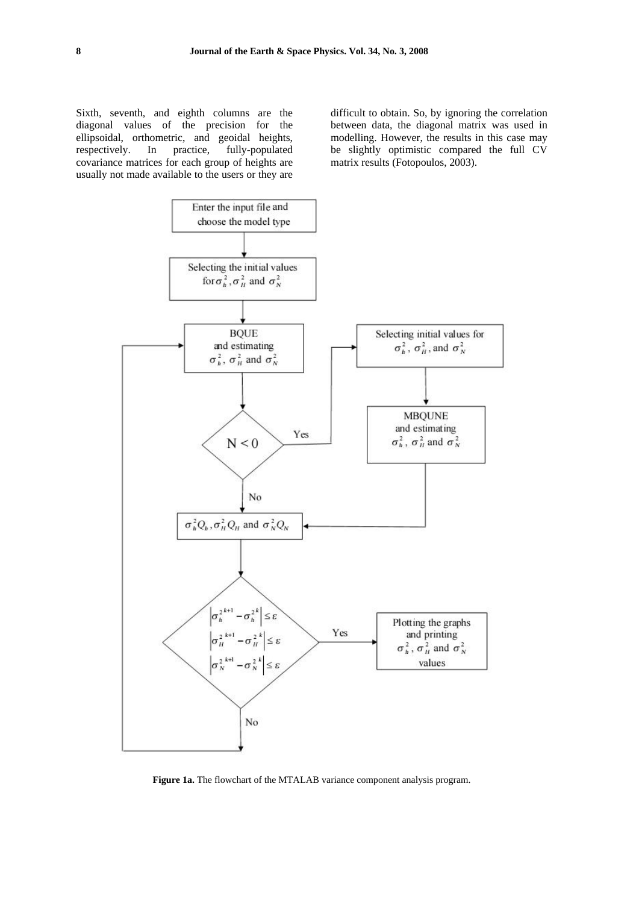Sixth, seventh, and eighth columns are the diagonal values of the precision for the ellipsoidal, orthometric, and geoidal heights, respectively. In practice, fully-populated covariance matrices for each group of heights are usually not made available to the users or they are difficult to obtain. So, by ignoring the correlation between data, the diagonal matrix was used in modelling. However, the results in this case may be slightly optimistic compared the full CV matrix results (Fotopoulos, 2003).

Enter the input file and choose the model type

Selecting the initial values for $\sigma_h^2, \sigma_H^2$ and $\sigma_N^2$

BQUE and estimating $\sigma_h^2$, $\sigma_H^2$ and $\sigma_N^2$

$N < 0$

Yes

Selecting initial values for $\sigma_h^2$, $\sigma_H^2$, and $\sigma_N^2$

MBQUNE and estimating $\sigma_h^2$, $\sigma_H^2$ and $\sigma_N^2$

No

$\sigma_h^2 Q_h, \sigma_H^2 Q_H$ and $\sigma_N^2 Q_N$

$\left|\sigma_h^{2\,k+1} - \sigma_h^{2\,k}\right| \le \varepsilon$

$\left|\sigma_H^{2\,k+1} - \sigma_H^{2\,k}\right| \le \varepsilon$

$\left|\sigma_N^{2\,k+1} - \sigma_N^{2\,k}\right| \le \varepsilon$

Yes

Plotting the graphs and printing $\sigma_h^2$, $\sigma_H^2$ and $\sigma_N^2$ values

No

**Figure 1a.** The flowchart of the MTALAB variance component analysis program.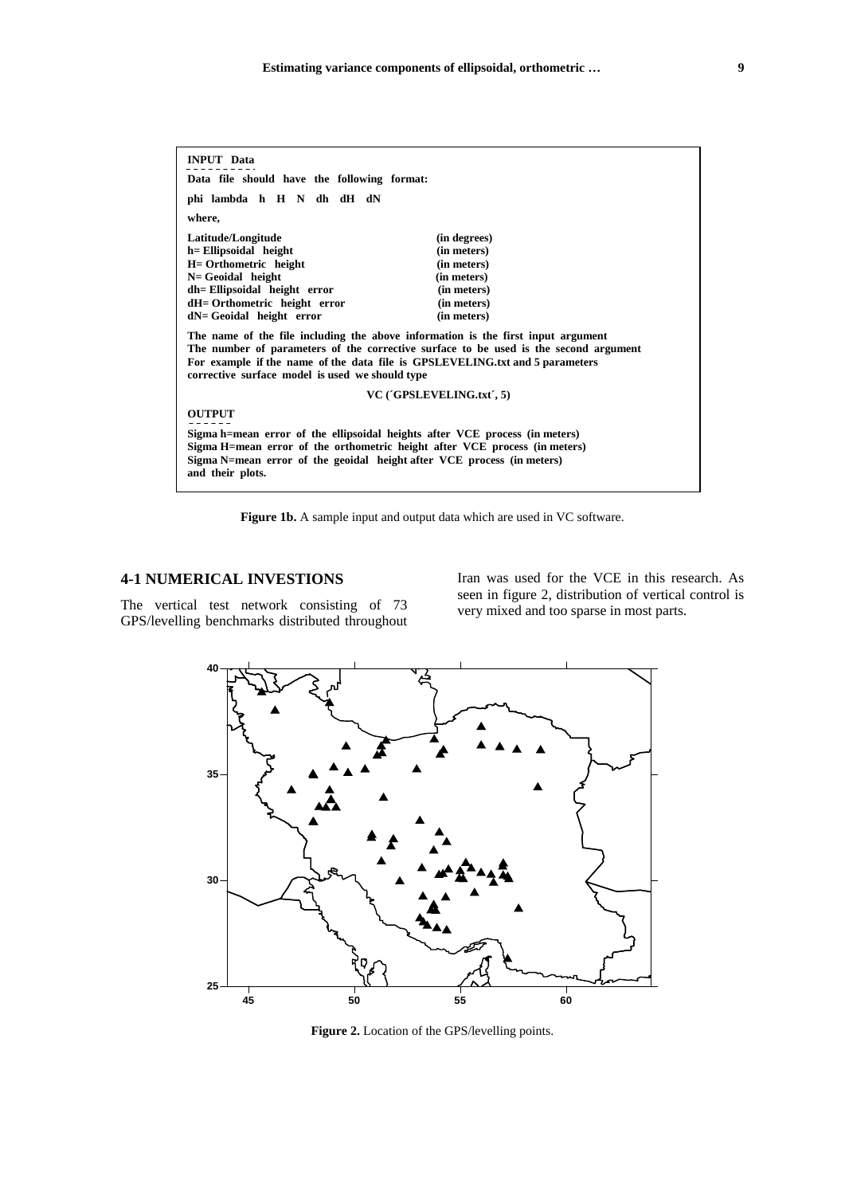**INPUT Data**

**Data file should have the following format:**

**phi lambda h H N dh dH dN**

**where,**

| | |
|---|---|
| **Latitude/Longitude** | **(in degrees)** |
| **h= Ellipsoidal height** | **(in meters)** |
| **H= Orthometric height** | **(in meters)** |
| **N= Geoidal height** | **(in meters)** |
| **dh= Ellipsoidal height error** | **(in meters)** |
| **dH= Orthometric height error** | **(in meters)** |
| **dN= Geoidal height error** | **(in meters)** |

**The name of the file including the above information is the first input argument**
**The number of parameters of the corrective surface to be used is the second argument**
**For example if the name of the data file is GPSLEVELING.txt and 5 parameters corrective surface model is used we should type**

**VC (´GPSLEVELING.txt´, 5)**

**OUTPUT**

**Sigma h=mean error of the ellipsoidal heights after VCE process (in meters)**
**Sigma H=mean error of the orthometric height after VCE process (in meters)**
**Sigma N=mean error of the geoidal height after VCE process (in meters)**
**and their plots.**

**Figure 1b.** A sample input and output data which are used in VC software.

## 4-1 NUMERICAL INVESTIONS

The vertical test network consisting of 73 GPS/levelling benchmarks distributed throughout Iran was used for the VCE in this research. As seen in figure 2, distribution of vertical control is very mixed and too sparse in most parts.

**Figure 2.** Location of the GPS/levelling points.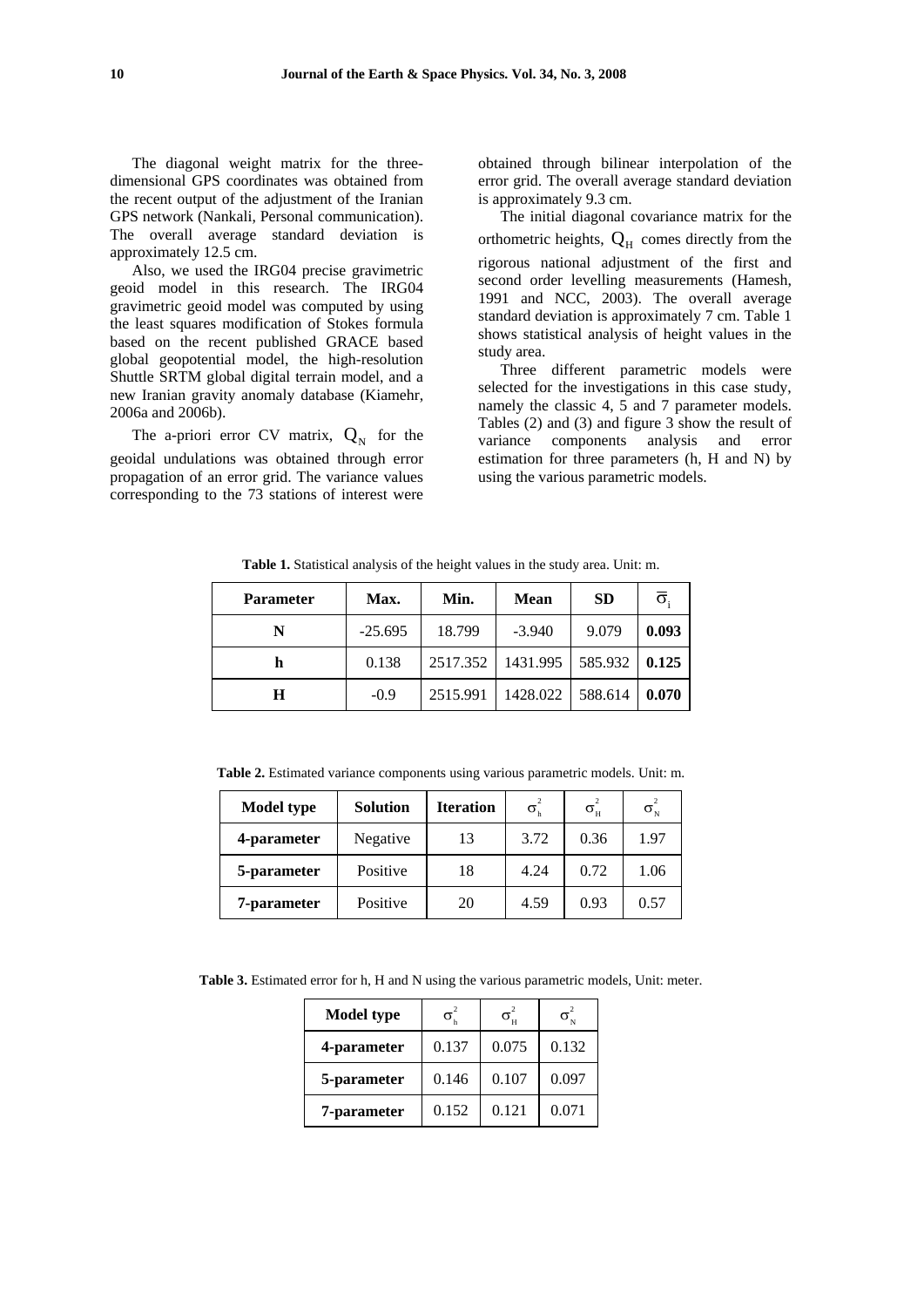The diagonal weight matrix for the three-dimensional GPS coordinates was obtained from the recent output of the adjustment of the Iranian GPS network (Nankali, Personal communication). The overall average standard deviation is approximately 12.5 cm.

Also, we used the IRG04 precise gravimetric geoid model in this research. The IRG04 gravimetric geoid model was computed by using the least squares modification of Stokes formula based on the recent published GRACE based global geopotential model, the high-resolution Shuttle SRTM global digital terrain model, and a new Iranian gravity anomaly database (Kiamehr, 2006a and 2006b).

The a-priori error CV matrix, $Q_N$ for the geoidal undulations was obtained through error propagation of an error grid. The variance values corresponding to the 73 stations of interest were obtained through bilinear interpolation of the error grid. The overall average standard deviation is approximately 9.3 cm.

The initial diagonal covariance matrix for the orthometric heights, $Q_H$ comes directly from the rigorous national adjustment of the first and second order levelling measurements (Hamesh, 1991 and NCC, 2003). The overall average standard deviation is approximately 7 cm. Table 1 shows statistical analysis of height values in the study area.

Three different parametric models were selected for the investigations in this case study, namely the classic 4, 5 and 7 parameter models. Tables (2) and (3) and figure 3 show the result of variance components analysis and error estimation for three parameters (h, H and N) by using the various parametric models.

**Table 1.** Statistical analysis of the height values in the study area. Unit: m.

| Parameter | Max. | Min. | Mean | SD | $\bar{\sigma}_i$ |
|---|---|---|---|---|---|
| **N** | -25.695 | 18.799 | -3.940 | 9.079 | **0.093** |
| **h** | 0.138 | 2517.352 | 1431.995 | 585.932 | **0.125** |
| **H** | -0.9 | 2515.991 | 1428.022 | 588.614 | **0.070** |

**Table 2.** Estimated variance components using various parametric models. Unit: m.

| Model type | Solution | Iteration | $\sigma_h^2$ | $\sigma_H^2$ | $\sigma_N^2$ |
|---|---|---|---|---|---|
| **4-parameter** | Negative | 13 | 3.72 | 0.36 | 1.97 |
| **5-parameter** | Positive | 18 | 4.24 | 0.72 | 1.06 |
| **7-parameter** | Positive | 20 | 4.59 | 0.93 | 0.57 |

**Table 3.** Estimated error for h, H and N using the various parametric models, Unit: meter.

| Model type | $\sigma_h^2$ | $\sigma_H^2$ | $\sigma_N^2$ |
|---|---|---|---|
| **4-parameter** | 0.137 | 0.075 | 0.132 |
| **5-parameter** | 0.146 | 0.107 | 0.097 |
| **7-parameter** | 0.152 | 0.121 | 0.071 |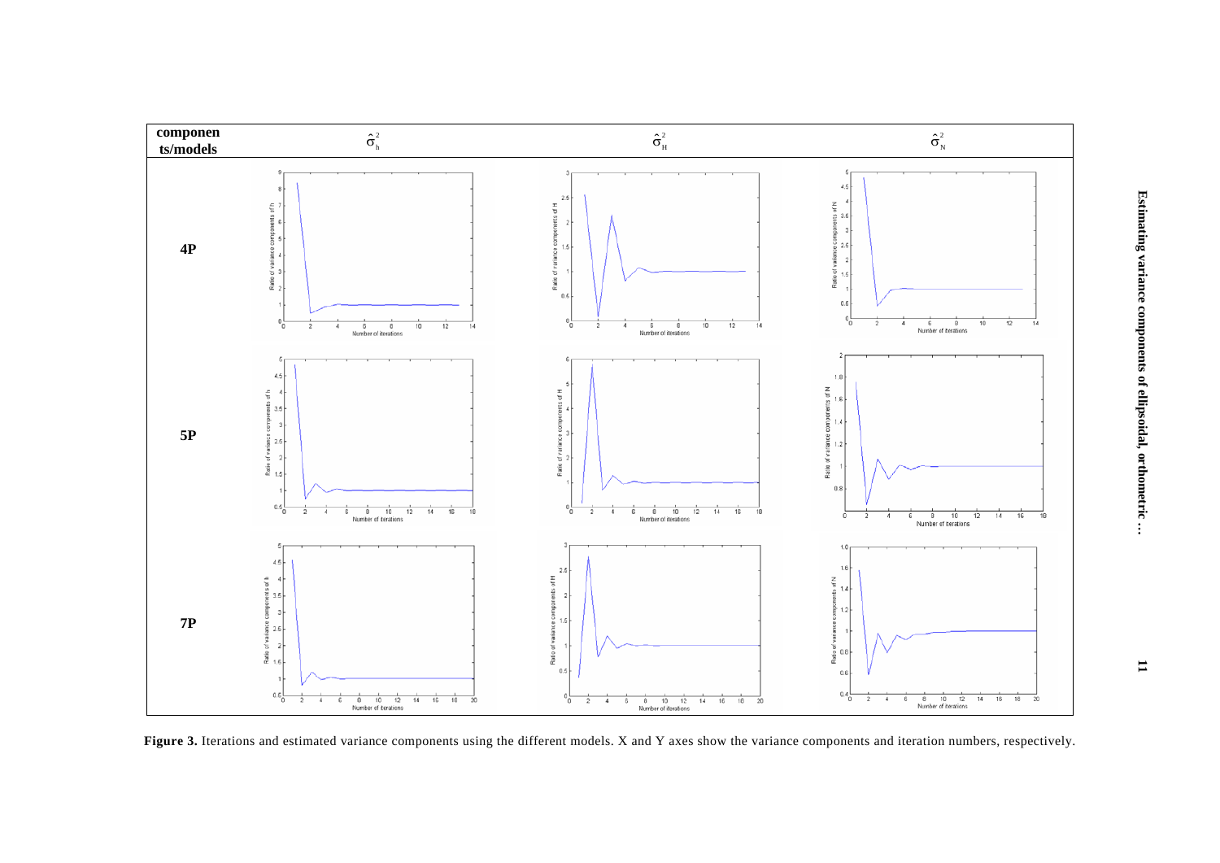| components/models | $\hat{\sigma}_h^2$ | $\hat{\sigma}_H^2$ | $\hat{\sigma}_N^2$ |
| --- | --- | --- | --- |
| 4P | | | |
| 5P | | | |
| 7P | | | |

**Figure 3.** Iterations and estimated variance components using the different models. X and Y axes show the variance components and iteration numbers, respectively.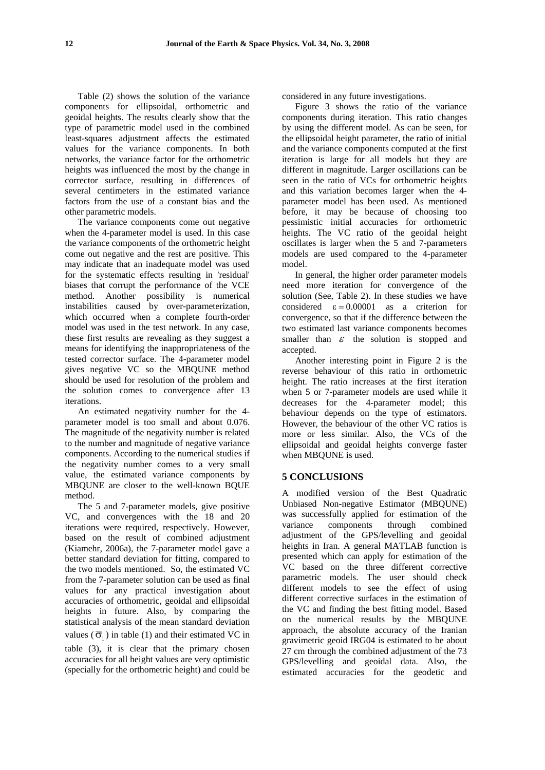Table (2) shows the solution of the variance components for ellipsoidal, orthometric and geoidal heights. The results clearly show that the type of parametric model used in the combined least-squares adjustment affects the estimated values for the variance components. In both networks, the variance factor for the orthometric heights was influenced the most by the change in corrector surface, resulting in differences of several centimeters in the estimated variance factors from the use of a constant bias and the other parametric models.

The variance components come out negative when the 4-parameter model is used. In this case the variance components of the orthometric height come out negative and the rest are positive. This may indicate that an inadequate model was used for the systematic effects resulting in 'residual' biases that corrupt the performance of the VCE method. Another possibility is numerical instabilities caused by over-parameterization, which occurred when a complete fourth-order model was used in the test network. In any case, these first results are revealing as they suggest a means for identifying the inappropriateness of the tested corrector surface. The 4-parameter model gives negative VC so the MBQUNE method should be used for resolution of the problem and the solution comes to convergence after 13 iterations.

An estimated negativity number for the 4-parameter model is too small and about 0.076. The magnitude of the negativity number is related to the number and magnitude of negative variance components. According to the numerical studies if the negativity number comes to a very small value, the estimated variance components by MBQUNE are closer to the well-known BQUE method.

The 5 and 7-parameter models, give positive VC, and convergences with the 18 and 20 iterations were required, respectively. However, based on the result of combined adjustment (Kiamehr, 2006a), the 7-parameter model gave a better standard deviation for fitting, compared to the two models mentioned. So, the estimated VC from the 7-parameter solution can be used as final values for any practical investigation about accuracies of orthometric, geoidal and ellipsoidal heights in future. Also, by comparing the statistical analysis of the mean standard deviation values ($\overline{\sigma}_i$) in table (1) and their estimated VC in table (3), it is clear that the primary chosen accuracies for all height values are very optimistic (specially for the orthometric height) and could be considered in any future investigations.

Figure 3 shows the ratio of the variance components during iteration. This ratio changes by using the different model. As can be seen, for the ellipsoidal height parameter, the ratio of initial and the variance components computed at the first iteration is large for all models but they are different in magnitude. Larger oscillations can be seen in the ratio of VCs for orthometric heights and this variation becomes larger when the 4-parameter model has been used. As mentioned before, it may be because of choosing too pessimistic initial accuracies for orthometric heights. The VC ratio of the geoidal height oscillates is larger when the 5 and 7-parameters models are used compared to the 4-parameter model.

In general, the higher order parameter models need more iteration for convergence of the solution (See, Table 2). In these studies we have considered $\varepsilon = 0.00001$ as a criterion for convergence, so that if the difference between the two estimated last variance components becomes smaller than $\varepsilon$ the solution is stopped and accepted.

Another interesting point in Figure 2 is the reverse behaviour of this ratio in orthometric height. The ratio increases at the first iteration when 5 or 7-parameter models are used while it decreases for the 4-parameter model; this behaviour depends on the type of estimators. However, the behaviour of the other VC ratios is more or less similar. Also, the VCs of the ellipsoidal and geoidal heights converge faster when MBQUNE is used.

## 5 CONCLUSIONS

A modified version of the Best Quadratic Unbiased Non-negative Estimator (MBQUNE) was successfully applied for estimation of the variance components through combined adjustment of the GPS/levelling and geoidal heights in Iran. A general MATLAB function is presented which can apply for estimation of the VC based on the three different corrective parametric models. The user should check different models to see the effect of using different corrective surfaces in the estimation of the VC and finding the best fitting model. Based on the numerical results by the MBQUNE approach, the absolute accuracy of the Iranian gravimetric geoid IRG04 is estimated to be about 27 cm through the combined adjustment of the 73 GPS/levelling and geoidal data. Also, the estimated accuracies for the geodetic and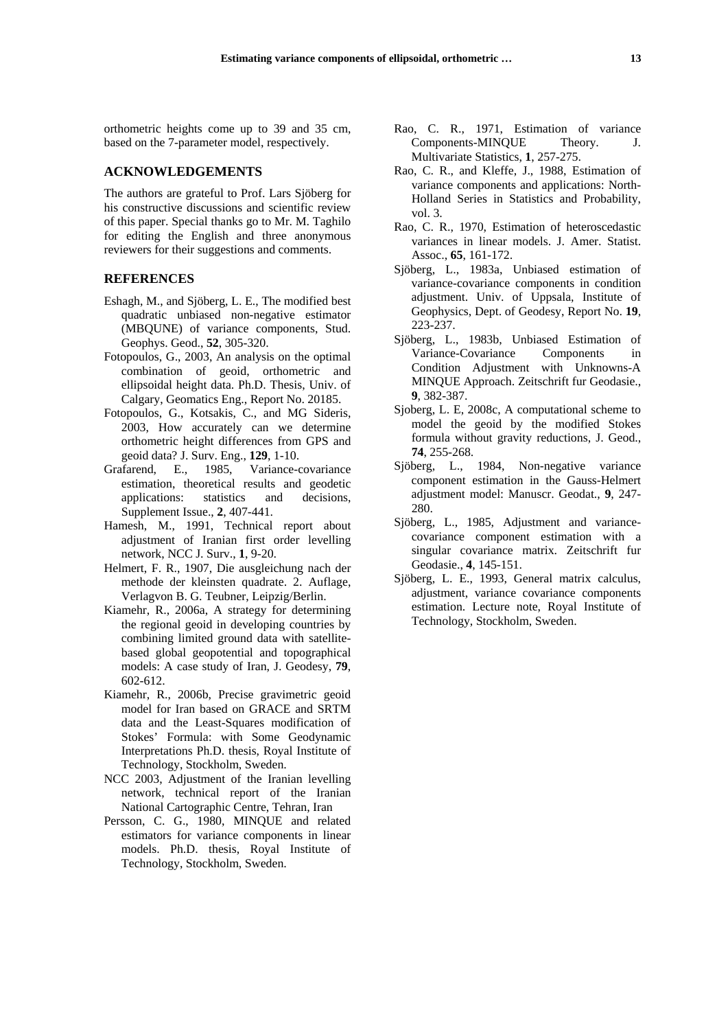orthometric heights come up to 39 and 35 cm, based on the 7-parameter model, respectively.

## ACKNOWLEDGEMENTS

The authors are grateful to Prof. Lars Sjöberg for his constructive discussions and scientific review of this paper. Special thanks go to Mr. M. Taghilo for editing the English and three anonymous reviewers for their suggestions and comments.

## REFERENCES

Eshagh, M., and Sjöberg, L. E., The modified best quadratic unbiased non-negative estimator (MBQUNE) of variance components, Stud. Geophys. Geod., **52**, 305-320.

Fotopoulos, G., 2003, An analysis on the optimal combination of geoid, orthometric and ellipsoidal height data. Ph.D. Thesis, Univ. of Calgary, Geomatics Eng., Report No. 20185.

Fotopoulos, G., Kotsakis, C., and MG Sideris, 2003, How accurately can we determine orthometric height differences from GPS and geoid data? J. Surv. Eng., **129**, 1-10.

Grafarend, E., 1985, Variance-covariance estimation, theoretical results and geodetic applications: statistics and decisions, Supplement Issue., **2**, 407-441.

Hamesh, M., 1991, Technical report about adjustment of Iranian first order levelling network, NCC J. Surv., **1**, 9-20.

Helmert, F. R., 1907, Die ausgleichung nach der methode der kleinsten quadrate. 2. Auflage, Verlagvon B. G. Teubner, Leipzig/Berlin.

Kiamehr, R., 2006a, A strategy for determining the regional geoid in developing countries by combining limited ground data with satellite-based global geopotential and topographical models: A case study of Iran, J. Geodesy, **79**, 602-612.

Kiamehr, R., 2006b, Precise gravimetric geoid model for Iran based on GRACE and SRTM data and the Least-Squares modification of Stokes' Formula: with Some Geodynamic Interpretations Ph.D. thesis, Royal Institute of Technology, Stockholm, Sweden.

NCC 2003, Adjustment of the Iranian levelling network, technical report of the Iranian National Cartographic Centre, Tehran, Iran

Persson, C. G., 1980, MINQUE and related estimators for variance components in linear models. Ph.D. thesis, Royal Institute of Technology, Stockholm, Sweden.

Rao, C. R., 1971, Estimation of variance Components-MINQUE Theory. J. Multivariate Statistics, **1**, 257-275.

Rao, C. R., and Kleffe, J., 1988, Estimation of variance components and applications: North-Holland Series in Statistics and Probability, vol. 3.

Rao, C. R., 1970, Estimation of heteroscedastic variances in linear models. J. Amer. Statist. Assoc., **65**, 161-172.

Sjöberg, L., 1983a, Unbiased estimation of variance-covariance components in condition adjustment. Univ. of Uppsala, Institute of Geophysics, Dept. of Geodesy, Report No. **19**, 223-237.

Sjöberg, L., 1983b, Unbiased Estimation of Variance-Covariance Components in Condition Adjustment with Unknowns-A MINQUE Approach. Zeitschrift fur Geodasie., **9**, 382-387.

Sjoberg, L. E, 2008c, A computational scheme to model the geoid by the modified Stokes formula without gravity reductions, J. Geod., **74**, 255-268.

Sjöberg, L., 1984, Non-negative variance component estimation in the Gauss-Helmert adjustment model: Manuscr. Geodat., **9**, 247-280.

Sjöberg, L., 1985, Adjustment and variance-covariance component estimation with a singular covariance matrix. Zeitschrift fur Geodasie., **4**, 145-151.

Sjöberg, L. E., 1993, General matrix calculus, adjustment, variance covariance components estimation. Lecture note, Royal Institute of Technology, Stockholm, Sweden.